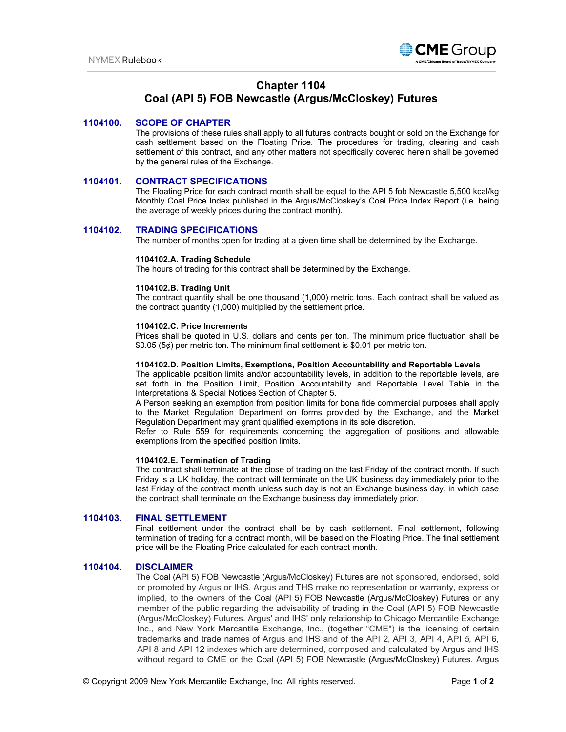# Chapter 1104
# Coal (API 5) FOB Newcastle (Argus/McCloskey) Futures

## 1104100. SCOPE OF CHAPTER

The provisions of these rules shall apply to all futures contracts bought or sold on the Exchange for cash settlement based on the Floating Price. The procedures for trading, clearing and cash settlement of this contract, and any other matters not specifically covered herein shall be governed by the general rules of the Exchange.

## 1104101. CONTRACT SPECIFICATIONS

The Floating Price for each contract month shall be equal to the API 5 fob Newcastle 5,500 kcal/kg Monthly Coal Price Index published in the Argus/McCloskey's Coal Price Index Report (i.e. being the average of weekly prices during the contract month).

## 1104102. TRADING SPECIFICATIONS

The number of months open for trading at a given time shall be determined by the Exchange.

### 1104102.A. Trading Schedule

The hours of trading for this contract shall be determined by the Exchange.

### 1104102.B. Trading Unit

The contract quantity shall be one thousand (1,000) metric tons. Each contract shall be valued as the contract quantity (1,000) multiplied by the settlement price.

### 1104102.C. Price Increments

Prices shall be quoted in U.S. dollars and cents per ton. The minimum price fluctuation shall be $0.05 (5¢) per metric ton. The minimum final settlement is $0.01 per metric ton.

### 1104102.D. Position Limits, Exemptions, Position Accountability and Reportable Levels

The applicable position limits and/or accountability levels, in addition to the reportable levels, are set forth in the Position Limit, Position Accountability and Reportable Level Table in the Interpretations & Special Notices Section of Chapter 5.

A Person seeking an exemption from position limits for bona fide commercial purposes shall apply to the Market Regulation Department on forms provided by the Exchange, and the Market Regulation Department may grant qualified exemptions in its sole discretion.

Refer to Rule 559 for requirements concerning the aggregation of positions and allowable exemptions from the specified position limits.

### 1104102.E. Termination of Trading

The contract shall terminate at the close of trading on the last Friday of the contract month. If such Friday is a UK holiday, the contract will terminate on the UK business day immediately prior to the last Friday of the contract month unless such day is not an Exchange business day, in which case the contract shall terminate on the Exchange business day immediately prior.

## 1104103. FINAL SETTLEMENT

Final settlement under the contract shall be by cash settlement. Final settlement, following termination of trading for a contract month, will be based on the Floating Price. The final settlement price will be the Floating Price calculated for each contract month.

## 1104104. DISCLAIMER

The Coal (API 5) FOB Newcastle (Argus/McCloskey) Futures are not sponsored, endorsed, sold or promoted by Argus or IHS. Argus and THS make no representation or warranty, express or implied, to the owners of the Coal (API 5) FOB Newcastle (Argus/McCloskey) Futures or any member of the public regarding the advisability of trading in the Coal (API 5) FOB Newcastle (Argus/McCloskey) Futures. Argus' and IHS' only relationship to Chicago Mercantile Exchange Inc., and New York Mercantile Exchange, Inc., (together "CME") is the licensing of certain trademarks and trade names of Argus and IHS and of the API 2, API 3, API 4, API *5,* API 6, API 8 and API 12 indexes which are determined, composed and calculated by Argus and IHS without regard to CME or the Coal (API 5) FOB Newcastle (Argus/McCloskey) Futures. Argus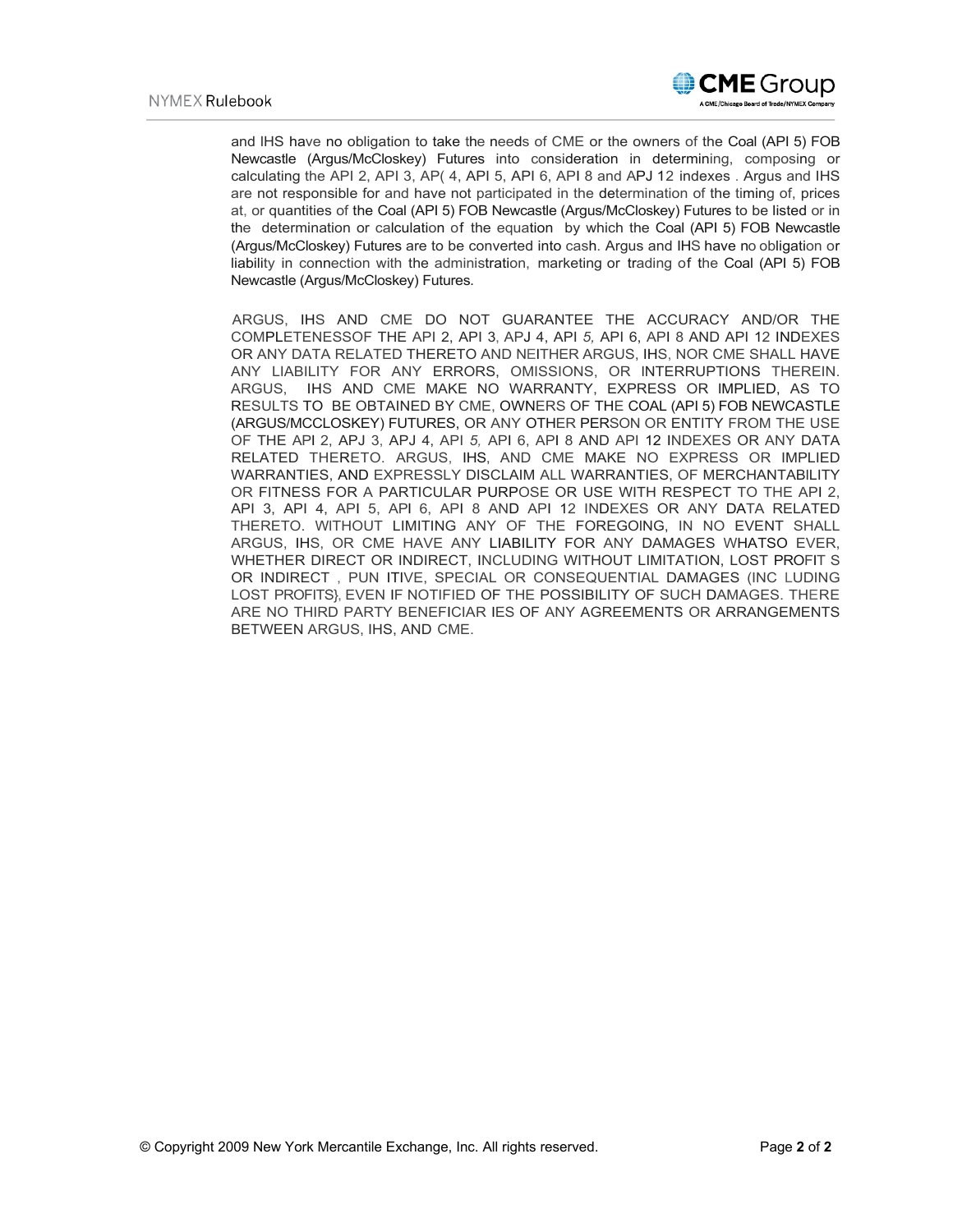and IHS have no obligation to take the needs of CME or the owners of the Coal (API 5) FOB Newcastle (Argus/McCloskey) Futures into consideration in determining, composing or calculating the API 2, API 3, AP( 4, API 5, API 6, API 8 and APJ 12 indexes . Argus and IHS are not responsible for and have not participated in the determination of the timing of, prices at, or quantities of the Coal (API 5) FOB Newcastle (Argus/McCloskey) Futures to be listed or in the determination or calculation of the equation by which the Coal (API 5) FOB Newcastle (Argus/McCloskey) Futures are to be converted into cash. Argus and IHS have no obligation or liability in connection with the administration, marketing or trading of the Coal (API 5) FOB Newcastle (Argus/McCloskey) Futures.

ARGUS, IHS AND CME DO NOT GUARANTEE THE ACCURACY AND/OR THE COMPLETENESSOF THE API 2, API 3, APJ 4, API *5,* API 6, API 8 AND API 12 INDEXES OR ANY DATA RELATED THERETO AND NEITHER ARGUS, IHS, NOR CME SHALL HAVE ANY LIABILITY FOR ANY ERRORS, OMISSIONS, OR INTERRUPTIONS THEREIN. ARGUS, IHS AND CME MAKE NO WARRANTY, EXPRESS OR IMPLIED, AS TO RESULTS TO BE OBTAINED BY CME, OWNERS OF THE COAL (API 5) FOB NEWCASTLE (ARGUS/MCCLOSKEY) FUTURES, OR ANY OTHER PERSON OR ENTITY FROM THE USE OF THE API 2, APJ 3, APJ 4, API *5,* API 6, API 8 AND API 12 INDEXES OR ANY DATA RELATED THERETO. ARGUS, IHS, AND CME MAKE NO EXPRESS OR IMPLIED WARRANTIES, AND EXPRESSLY DISCLAIM ALL WARRANTIES, OF MERCHANTABILITY OR FITNESS FOR A PARTICULAR PURPOSE OR USE WITH RESPECT TO THE API 2, API 3, API 4, API 5, API 6, API 8 AND API 12 INDEXES OR ANY DATA RELATED THERETO. WITHOUT LIMITING ANY OF THE FOREGOING, IN NO EVENT SHALL ARGUS, IHS, OR CME HAVE ANY LIABILITY FOR ANY DAMAGES WHATSO EVER, WHETHER DIRECT OR INDIRECT, INCLUDING WITHOUT LIMITATION, LOST PROFIT S OR INDIRECT , PUN ITIVE, SPECIAL OR CONSEQUENTIAL DAMAGES (INC LUDING LOST PROFITS}, EVEN IF NOTIFIED OF THE POSSIBILITY OF SUCH DAMAGES. THERE ARE NO THIRD PARTY BENEFICIAR IES OF ANY AGREEMENTS OR ARRANGEMENTS BETWEEN ARGUS, IHS, AND CME.

© Copyright 2009 New York Mercantile Exchange, Inc. All rights reserved.